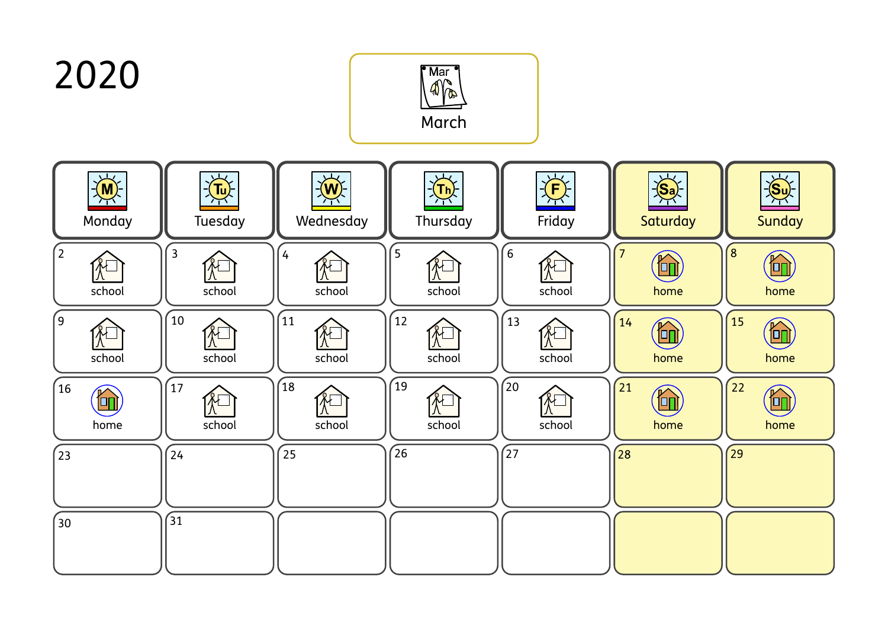# 2020

## March

| Monday | Tuesday | Wednesday | Thursday | Friday | Saturday | Sunday |
|---|---|---|---|---|---|---|
| 2 school | 3 school | 4 school | 5 school | 6 school | 7 home | 8 home |
| 9 school | 10 school | 11 school | 12 school | 13 school | 14 home | 15 home |
| 16 home | 17 school | 18 school | 19 school | 20 school | 21 home | 22 home |
| 23 | 24 | 25 | 26 | 27 | 28 | 29 |
| 30 | 31 | | | | | |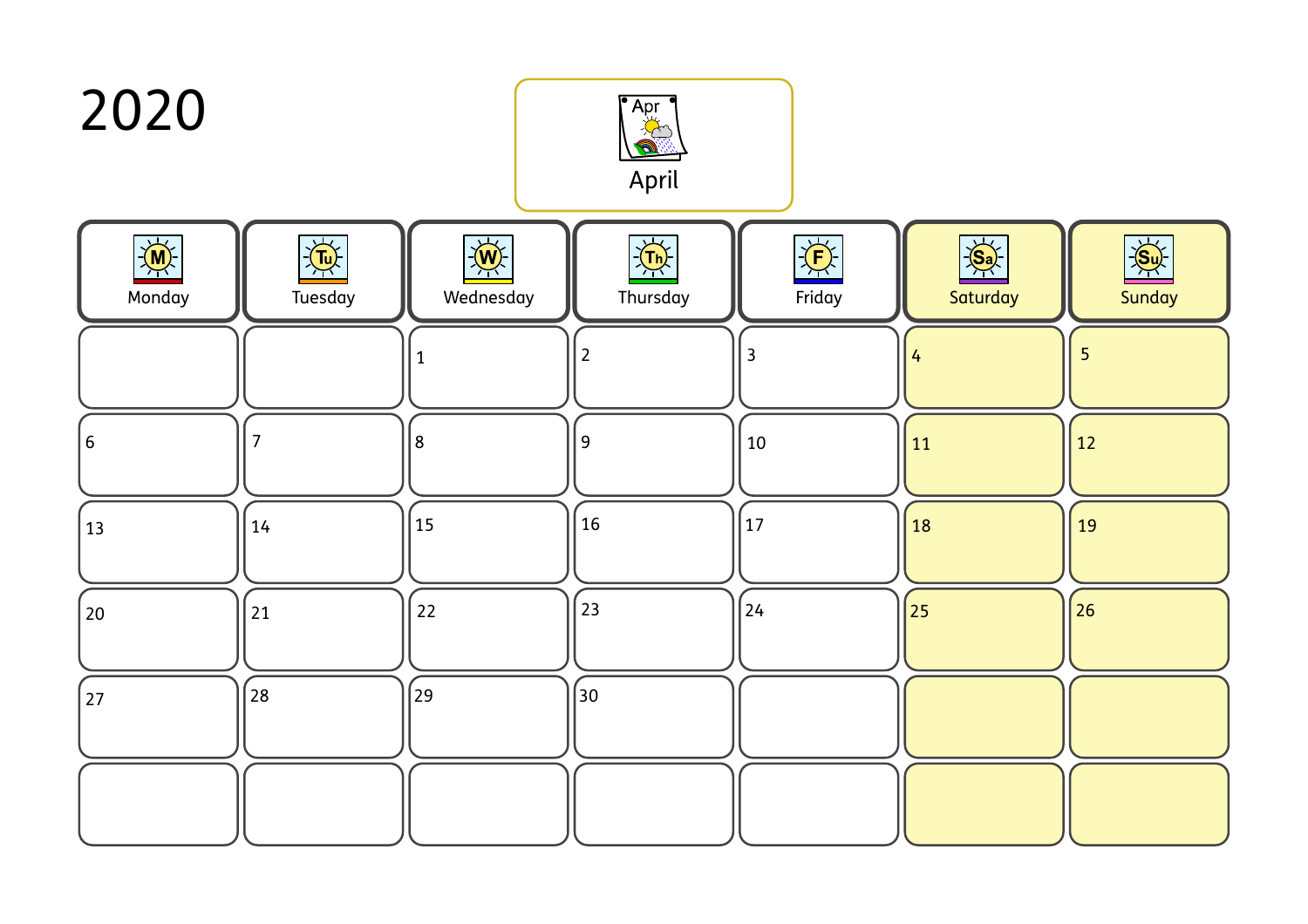# 2020

## April

| Monday | Tuesday | Wednesday | Thursday | Friday | Saturday | Sunday |
|---|---|---|---|---|---|---|
| | | 1 | 2 | 3 | 4 | 5 |
| 6 | 7 | 8 | 9 | 10 | 11 | 12 |
| 13 | 14 | 15 | 16 | 17 | 18 | 19 |
| 20 | 21 | 22 | 23 | 24 | 25 | 26 |
| 27 | 28 | 29 | 30 | | | |
| | | | | | | |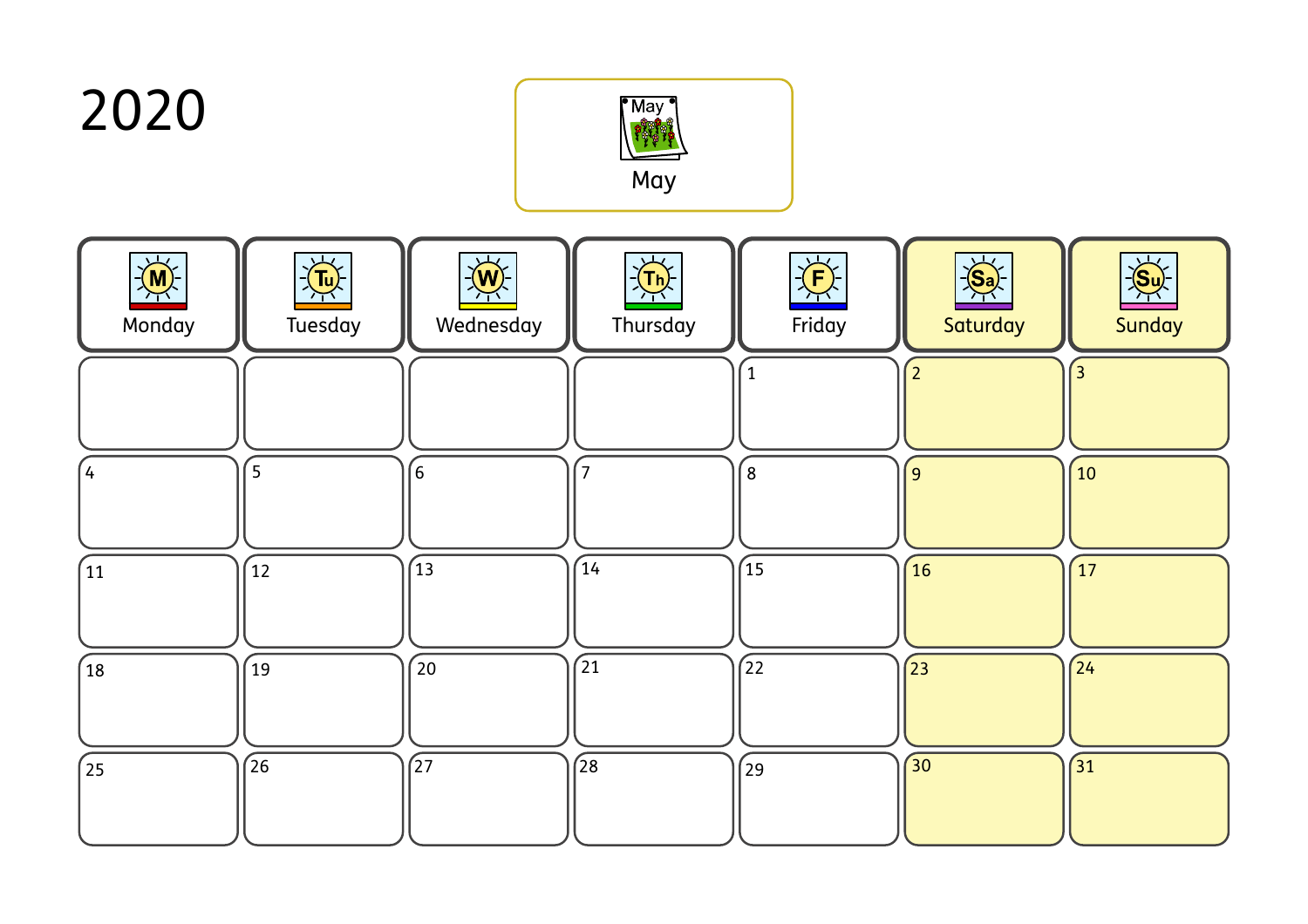# 2020

## May

| Monday | Tuesday | Wednesday | Thursday | Friday | Saturday | Sunday |
|---|---|---|---|---|---|---|
| | | | | 1 | 2 | 3 |
| 4 | 5 | 6 | 7 | 8 | 9 | 10 |
| 11 | 12 | 13 | 14 | 15 | 16 | 17 |
| 18 | 19 | 20 | 21 | 22 | 23 | 24 |
| 25 | 26 | 27 | 28 | 29 | 30 | 31 |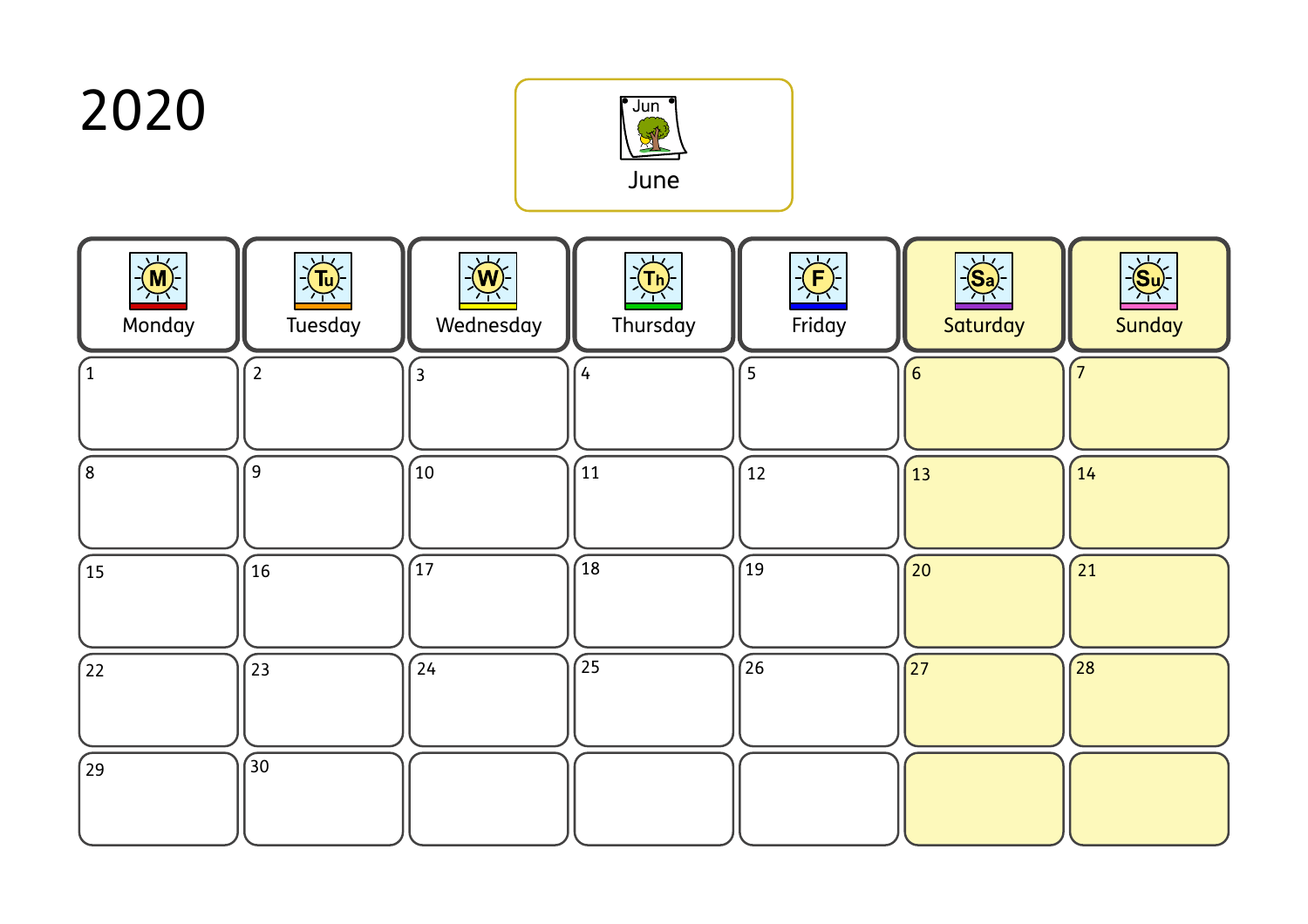# 2020

## June

| Monday | Tuesday | Wednesday | Thursday | Friday | Saturday | Sunday |
| --- | --- | --- | --- | --- | --- | --- |
| 1 | 2 | 3 | 4 | 5 | 6 | 7 |
| 8 | 9 | 10 | 11 | 12 | 13 | 14 |
| 15 | 16 | 17 | 18 | 19 | 20 | 21 |
| 22 | 23 | 24 | 25 | 26 | 27 | 28 |
| 29 | 30 | | | | | |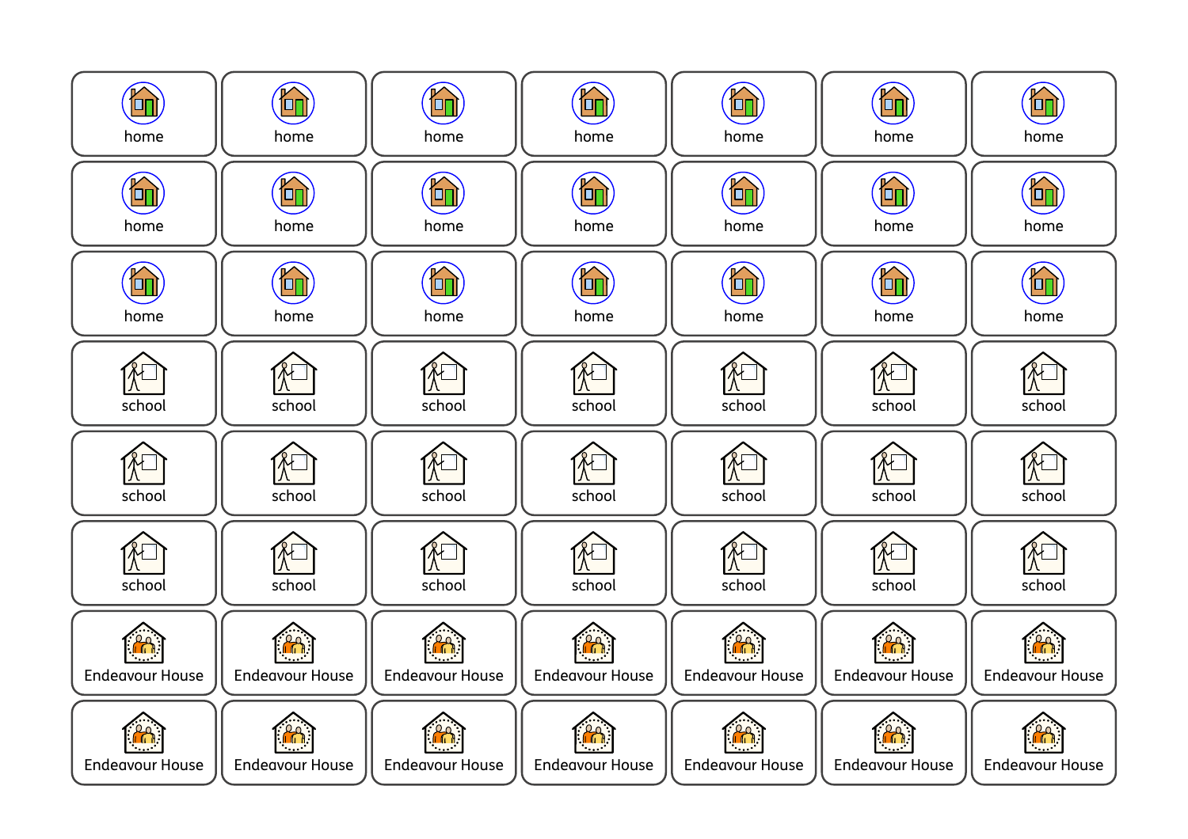| | | | | | | |
|---|---|---|---|---|---|---|
| home | home | home | home | home | home | home |
| home | home | home | home | home | home | home |
| home | home | home | home | home | home | home |
| school | school | school | school | school | school | school |
| school | school | school | school | school | school | school |
| school | school | school | school | school | school | school |
| Endeavour House | Endeavour House | Endeavour House | Endeavour House | Endeavour House | Endeavour House | Endeavour House |
| Endeavour House | Endeavour House | Endeavour House | Endeavour House | Endeavour House | Endeavour House | Endeavour House |